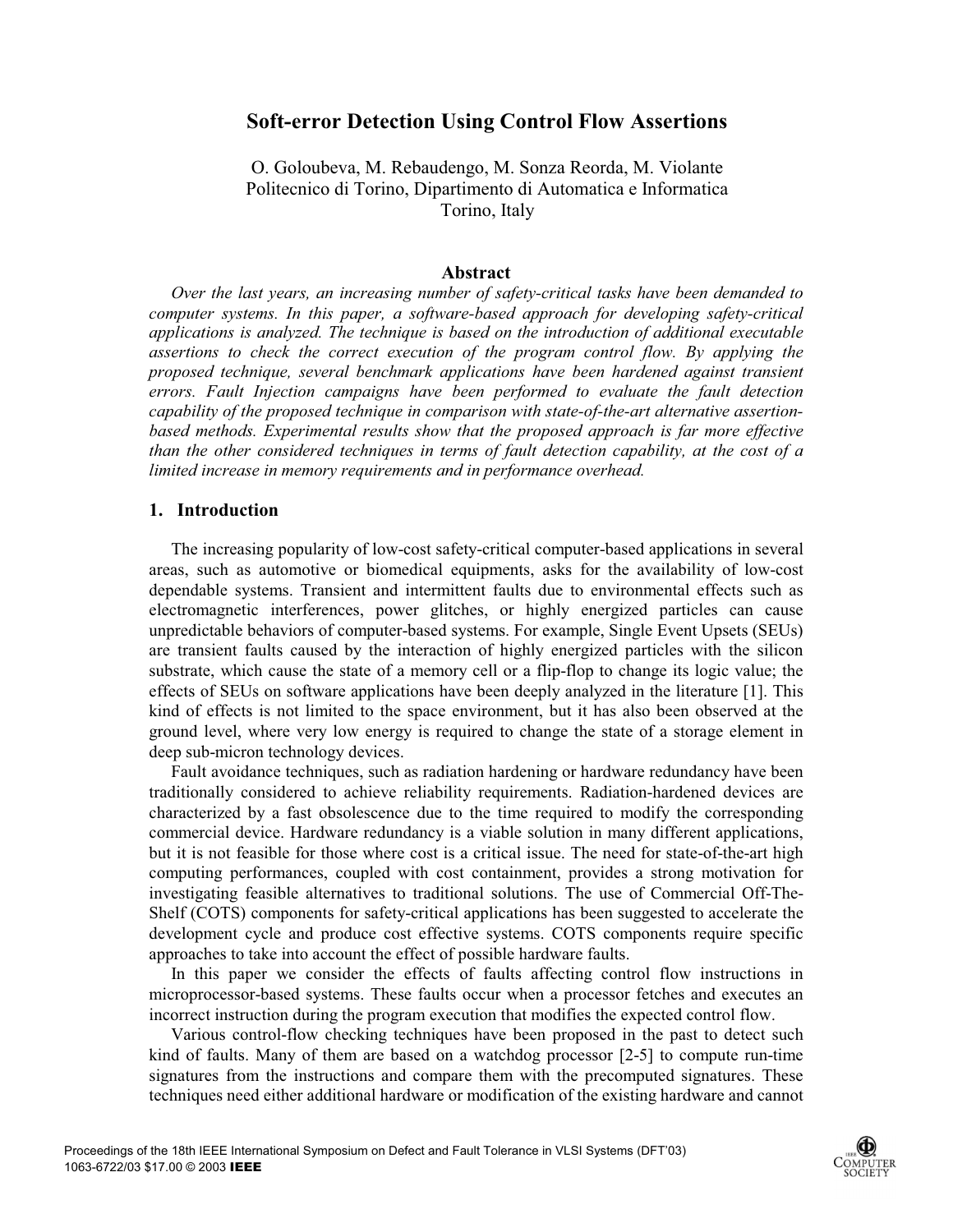# Soft-error Detection Using Control Flow Assertions

O. Goloubeva, M. Rebaudengo, M. Sonza Reorda, M. Violante
Politecnico di Torino, Dipartimento di Automatica e Informatica
Torino, Italy

## Abstract

*Over the last years, an increasing number of safety-critical tasks have been demanded to computer systems. In this paper, a software-based approach for developing safety-critical applications is analyzed. The technique is based on the introduction of additional executable assertions to check the correct execution of the program control flow. By applying the proposed technique, several benchmark applications have been hardened against transient errors. Fault Injection campaigns have been performed to evaluate the fault detection capability of the proposed technique in comparison with state-of-the-art alternative assertion-based methods. Experimental results show that the proposed approach is far more effective than the other considered techniques in terms of fault detection capability, at the cost of a limited increase in memory requirements and in performance overhead.*

## 1. Introduction

The increasing popularity of low-cost safety-critical computer-based applications in several areas, such as automotive or biomedical equipments, asks for the availability of low-cost dependable systems. Transient and intermittent faults due to environmental effects such as electromagnetic interferences, power glitches, or highly energized particles can cause unpredictable behaviors of computer-based systems. For example, Single Event Upsets (SEUs) are transient faults caused by the interaction of highly energized particles with the silicon substrate, which cause the state of a memory cell or a flip-flop to change its logic value; the effects of SEUs on software applications have been deeply analyzed in the literature [1]. This kind of effects is not limited to the space environment, but it has also been observed at the ground level, where very low energy is required to change the state of a storage element in deep sub-micron technology devices.

Fault avoidance techniques, such as radiation hardening or hardware redundancy have been traditionally considered to achieve reliability requirements. Radiation-hardened devices are characterized by a fast obsolescence due to the time required to modify the corresponding commercial device. Hardware redundancy is a viable solution in many different applications, but it is not feasible for those where cost is a critical issue. The need for state-of-the-art high computing performances, coupled with cost containment, provides a strong motivation for investigating feasible alternatives to traditional solutions. The use of Commercial Off-The-Shelf (COTS) components for safety-critical applications has been suggested to accelerate the development cycle and produce cost effective systems. COTS components require specific approaches to take into account the effect of possible hardware faults.

In this paper we consider the effects of faults affecting control flow instructions in microprocessor-based systems. These faults occur when a processor fetches and executes an incorrect instruction during the program execution that modifies the expected control flow.

Various control-flow checking techniques have been proposed in the past to detect such kind of faults. Many of them are based on a watchdog processor [2-5] to compute run-time signatures from the instructions and compare them with the precomputed signatures. These techniques need either additional hardware or modification of the existing hardware and cannot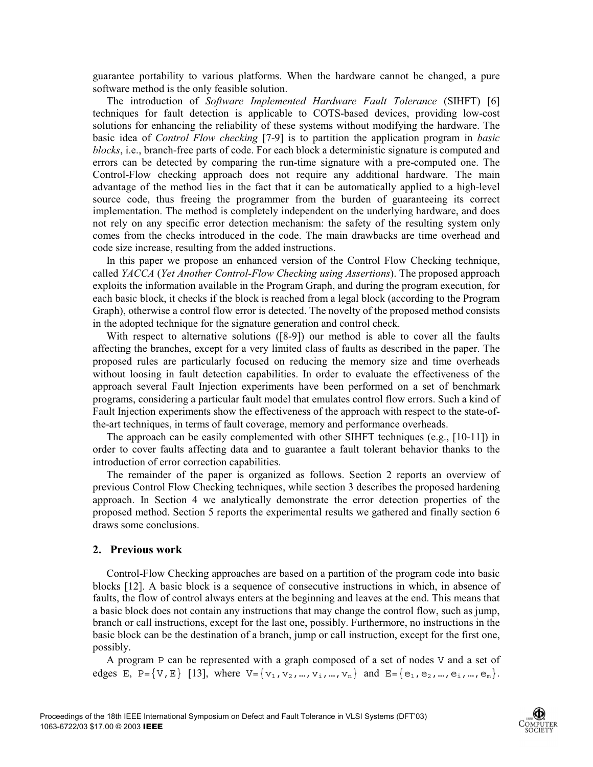guarantee portability to various platforms. When the hardware cannot be changed, a pure software method is the only feasible solution.

The introduction of *Software Implemented Hardware Fault Tolerance* (SIHFT) [6] techniques for fault detection is applicable to COTS-based devices, providing low-cost solutions for enhancing the reliability of these systems without modifying the hardware. The basic idea of *Control Flow checking* [7-9] is to partition the application program in *basic blocks*, i.e., branch-free parts of code. For each block a deterministic signature is computed and errors can be detected by comparing the run-time signature with a pre-computed one. The Control-Flow checking approach does not require any additional hardware. The main advantage of the method lies in the fact that it can be automatically applied to a high-level source code, thus freeing the programmer from the burden of guaranteeing its correct implementation. The method is completely independent on the underlying hardware, and does not rely on any specific error detection mechanism: the safety of the resulting system only comes from the checks introduced in the code. The main drawbacks are time overhead and code size increase, resulting from the added instructions.

In this paper we propose an enhanced version of the Control Flow Checking technique, called *YACCA* (*Yet Another Control-Flow Checking using Assertions*). The proposed approach exploits the information available in the Program Graph, and during the program execution, for each basic block, it checks if the block is reached from a legal block (according to the Program Graph), otherwise a control flow error is detected. The novelty of the proposed method consists in the adopted technique for the signature generation and control check.

With respect to alternative solutions ([8-9]) our method is able to cover all the faults affecting the branches, except for a very limited class of faults as described in the paper. The proposed rules are particularly focused on reducing the memory size and time overheads without loosing in fault detection capabilities. In order to evaluate the effectiveness of the approach several Fault Injection experiments have been performed on a set of benchmark programs, considering a particular fault model that emulates control flow errors. Such a kind of Fault Injection experiments show the effectiveness of the approach with respect to the state-of-the-art techniques, in terms of fault coverage, memory and performance overheads.

The approach can be easily complemented with other SIHFT techniques (e.g., [10-11]) in order to cover faults affecting data and to guarantee a fault tolerant behavior thanks to the introduction of error correction capabilities.

The remainder of the paper is organized as follows. Section 2 reports an overview of previous Control Flow Checking techniques, while section 3 describes the proposed hardening approach. In Section 4 we analytically demonstrate the error detection properties of the proposed method. Section 5 reports the experimental results we gathered and finally section 6 draws some conclusions.

## 2. Previous work

Control-Flow Checking approaches are based on a partition of the program code into basic blocks [12]. A basic block is a sequence of consecutive instructions in which, in absence of faults, the flow of control always enters at the beginning and leaves at the end. This means that a basic block does not contain any instructions that may change the control flow, such as jump, branch or call instructions, except for the last one, possibly. Furthermore, no instructions in the basic block can be the destination of a branch, jump or call instruction, except for the first one, possibly.

A program $P$ can be represented with a graph composed of a set of nodes $V$ and a set of edges $E$, $P=\{V,E\}$ [13], where $V=\{v_1,v_2,\ldots,v_i,\ldots,v_n\}$ and $E=\{e_1,e_2,\ldots,e_i,\ldots,e_m\}$.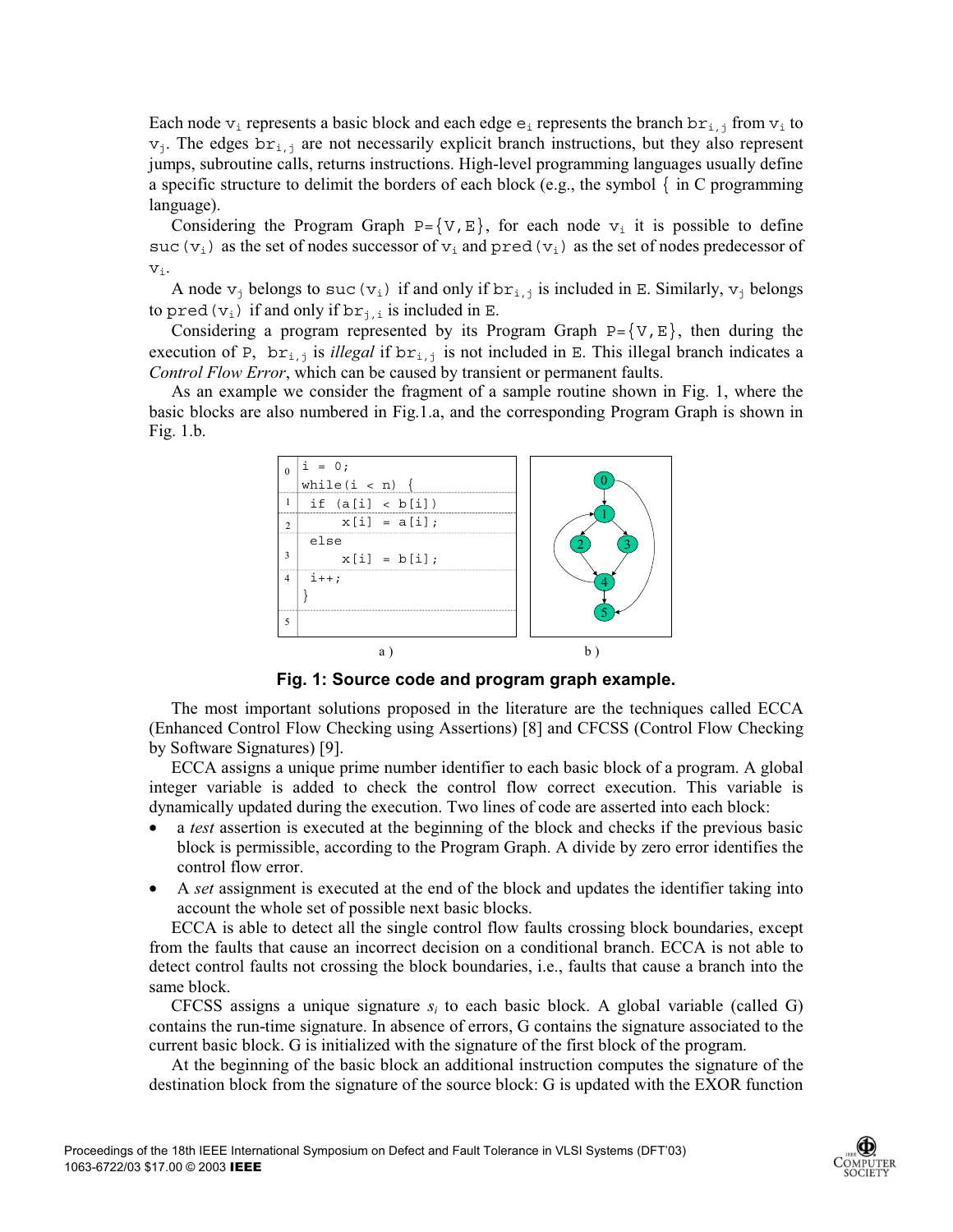Each node $v_i$ represents a basic block and each edge $e_i$ represents the branch $br_{i,j}$ from $v_i$ to $v_j$. The edges $br_{i,j}$ are not necessarily explicit branch instructions, but they also represent jumps, subroutine calls, returns instructions. High-level programming languages usually define a specific structure to delimit the borders of each block (e.g., the symbol { in C programming language).

Considering the Program Graph $P=\{V,E\}$, for each node $v_i$ it is possible to define $suc(v_i)$ as the set of nodes successor of $v_i$ and $pred(v_i)$ as the set of nodes predecessor of $v_i$.

A node $v_j$ belongs to $suc(v_i)$ if and only if $br_{i,j}$ is included in E. Similarly, $v_j$ belongs to $pred(v_i)$ if and only if $br_{j,i}$ is included in E.

Considering a program represented by its Program Graph $P=\{V,E\}$, then during the execution of P, $br_{i,j}$ is *illegal* if $br_{i,j}$ is not included in E. This illegal branch indicates a *Control Flow Error*, which can be caused by transient or permanent faults.

As an example we consider the fragment of a sample routine shown in Fig. 1, where the basic blocks are also numbered in Fig.1.a, and the corresponding Program Graph is shown in Fig. 1.b.

```
0  i = 0;
   while(i < n) {
1   if (a[i] < b[i])
2       x[i] = a[i];
    else
3       x[i] = b[i];
4   i++;
   }
5
```

a )    b )

**Fig. 1: Source code and program graph example.**

The most important solutions proposed in the literature are the techniques called ECCA (Enhanced Control Flow Checking using Assertions) [8] and CFCSS (Control Flow Checking by Software Signatures) [9].

ECCA assigns a unique prime number identifier to each basic block of a program. A global integer variable is added to check the control flow correct execution. This variable is dynamically updated during the execution. Two lines of code are asserted into each block:

- a *test* assertion is executed at the beginning of the block and checks if the previous basic block is permissible, according to the Program Graph. A divide by zero error identifies the control flow error.
- A *set* assignment is executed at the end of the block and updates the identifier taking into account the whole set of possible next basic blocks.

ECCA is able to detect all the single control flow faults crossing block boundaries, except from the faults that cause an incorrect decision on a conditional branch. ECCA is not able to detect control faults not crossing the block boundaries, i.e., faults that cause a branch into the same block.

CFCSS assigns a unique signature $s_i$ to each basic block. A global variable (called G) contains the run-time signature. In absence of errors, G contains the signature associated to the current basic block. G is initialized with the signature of the first block of the program.

At the beginning of the basic block an additional instruction computes the signature of the destination block from the signature of the source block: G is updated with the EXOR function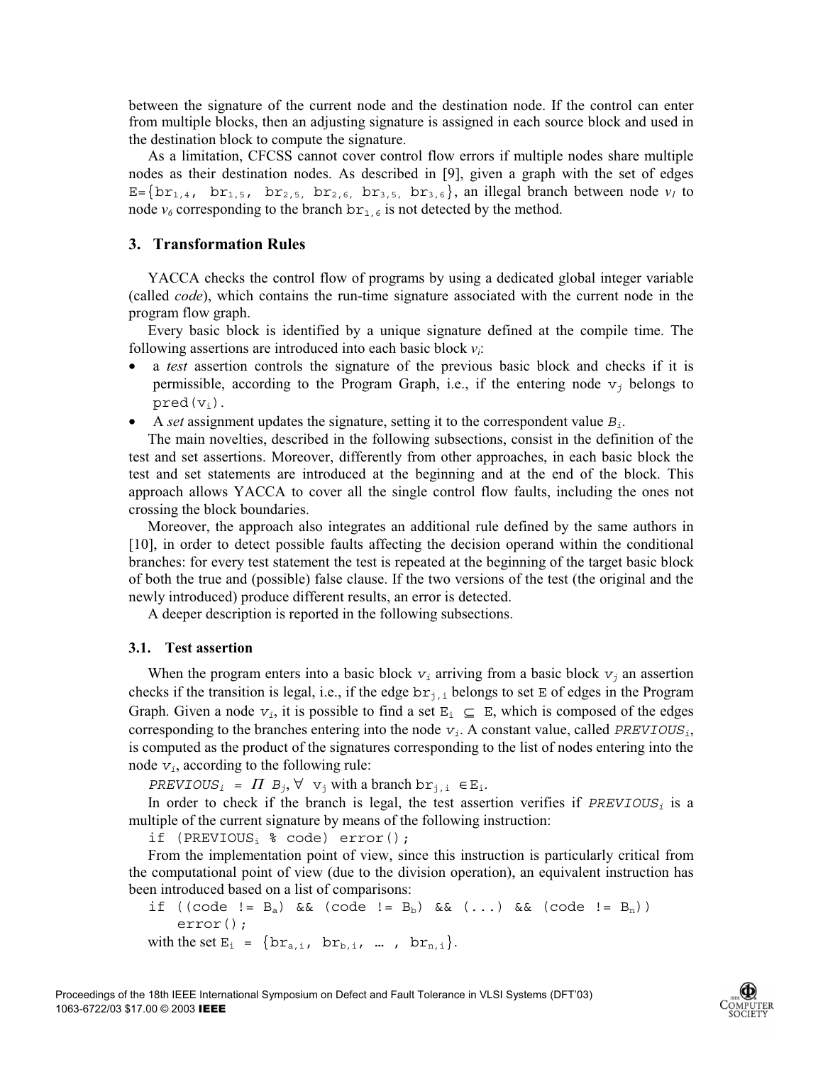between the signature of the current node and the destination node. If the control can enter from multiple blocks, then an adjusting signature is assigned in each source block and used in the destination block to compute the signature.

As a limitation, CFCSS cannot cover control flow errors if multiple nodes share multiple nodes as their destination nodes. As described in [9], given a graph with the set of edges $E=\{br_{1,4}, br_{1,5}, br_{2,5}, br_{2,6}, br_{3,5}, br_{3,6}\}$, an illegal branch between node $v_1$ to node $v_6$ corresponding to the branch $br_{1,6}$ is not detected by the method.

## 3. Transformation Rules

YACCA checks the control flow of programs by using a dedicated global integer variable (called *code*), which contains the run-time signature associated with the current node in the program flow graph.

Every basic block is identified by a unique signature defined at the compile time. The following assertions are introduced into each basic block $v_i$:

- a *test* assertion controls the signature of the previous basic block and checks if it is permissible, according to the Program Graph, i.e., if the entering node $v_j$ belongs to $pred(v_i)$.
- A *set* assignment updates the signature, setting it to the correspondent value $B_i$.

The main novelties, described in the following subsections, consist in the definition of the test and set assertions. Moreover, differently from other approaches, in each basic block the test and set statements are introduced at the beginning and at the end of the block. This approach allows YACCA to cover all the single control flow faults, including the ones not crossing the block boundaries.

Moreover, the approach also integrates an additional rule defined by the same authors in [10], in order to detect possible faults affecting the decision operand within the conditional branches: for every test statement the test is repeated at the beginning of the target basic block of both the true and (possible) false clause. If the two versions of the test (the original and the newly introduced) produce different results, an error is detected.

A deeper description is reported in the following subsections.

### 3.1. Test assertion

When the program enters into a basic block $v_i$ arriving from a basic block $v_j$ an assertion checks if the transition is legal, i.e., if the edge $br_{j,i}$ belongs to set $E$ of edges in the Program Graph. Given a node $v_i$, it is possible to find a set $E_i \subseteq E$, which is composed of the edges corresponding to the branches entering into the node $v_i$. A constant value, called $PREVIOUS_i$, is computed as the product of the signatures corresponding to the list of nodes entering into the node $v_i$, according to the following rule:

$PREVIOUS_i = \Pi B_j, \forall v_j$ with a branch $br_{j,i} \in E_i$.

In order to check if the branch is legal, the test assertion verifies if $PREVIOUS_i$ is a multiple of the current signature by means of the following instruction:

```
if (PREVIOUSi % code) error();
```

From the implementation point of view, since this instruction is particularly critical from the computational point of view (due to the division operation), an equivalent instruction has been introduced based on a list of comparisons:

```
if ((code != Ba) && (code != Bb) && (...) && (code != Bn))
    error();
```

with the set $E_i = \{br_{a,i}, br_{b,i}, \ldots, br_{n,i}\}$.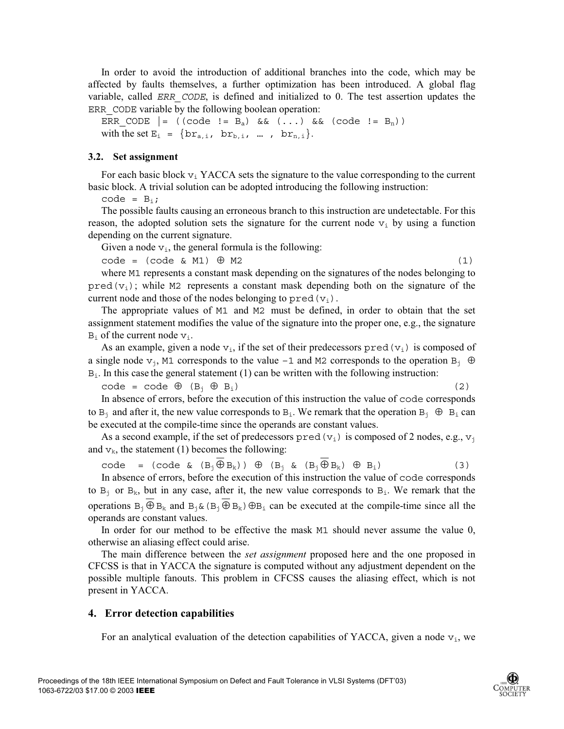In order to avoid the introduction of additional branches into the code, which may be affected by faults themselves, a further optimization has been introduced. A global flag variable, called *ERR_CODE*, is defined and initialized to 0. The test assertion updates the ERR_CODE variable by the following boolean operation:

ERR_CODE |= ((code != $B_a$) && (...) && (code != $B_n$))

with the set $E_i = \{br_{a,i},\ br_{b,i},\ \ldots,\ br_{n,i}\}$.

### 3.2. Set assignment

For each basic block $v_i$ YACCA sets the signature to the value corresponding to the current basic block. A trivial solution can be adopted introducing the following instruction:

code = $B_i$;

The possible faults causing an erroneous branch to this instruction are undetectable. For this reason, the adopted solution sets the signature for the current node $v_i$ by using a function depending on the current signature.

Given a node $v_i$, the general formula is the following:

$$\text{code} = (\text{code} \ \&\ M1) \oplus M2 \qquad (1)$$

where M1 represents a constant mask depending on the signatures of the nodes belonging to pred($v_i$); while M2 represents a constant mask depending both on the signature of the current node and those of the nodes belonging to pred($v_i$).

The appropriate values of M1 and M2 must be defined, in order to obtain that the set assignment statement modifies the value of the signature into the proper one, e.g., the signature $B_i$ of the current node $v_i$.

As an example, given a node $v_i$, if the set of their predecessors pred($v_i$) is composed of a single node $v_j$, M1 corresponds to the value -1 and M2 corresponds to the operation $B_j \oplus B_i$. In this case the general statement (1) can be written with the following instruction:

$$\text{code} = \text{code} \oplus (B_j \oplus B_i) \qquad (2)$$

In absence of errors, before the execution of this instruction the value of code corresponds to $B_j$ and after it, the new value corresponds to $B_i$. We remark that the operation $B_j \oplus B_i$ can be executed at the compile-time since the operands are constant values.

As a second example, if the set of predecessors pred($v_i$) is composed of 2 nodes, e.g., $v_j$ and $v_k$, the statement (1) becomes the following:

$$\text{code} = (\text{code} \ \&\ (B_j \overline{\oplus} B_k)) \oplus (B_j \ \&\ (B_j \overline{\oplus} B_k) \oplus B_i) \qquad (3)$$

In absence of errors, before the execution of this instruction the value of code corresponds to $B_j$ or $B_k$, but in any case, after it, the new value corresponds to $B_i$. We remark that the operations $B_j \overline{\oplus} B_k$ and $B_j \& (B_j \overline{\oplus} B_k) \oplus B_i$ can be executed at the compile-time since all the operands are constant values.

In order for our method to be effective the mask M1 should never assume the value 0, otherwise an aliasing effect could arise.

The main difference between the *set assignment* proposed here and the one proposed in CFCSS is that in YACCA the signature is computed without any adjustment dependent on the possible multiple fanouts. This problem in CFCSS causes the aliasing effect, which is not present in YACCA.

## 4. Error detection capabilities

For an analytical evaluation of the detection capabilities of YACCA, given a node $v_i$, we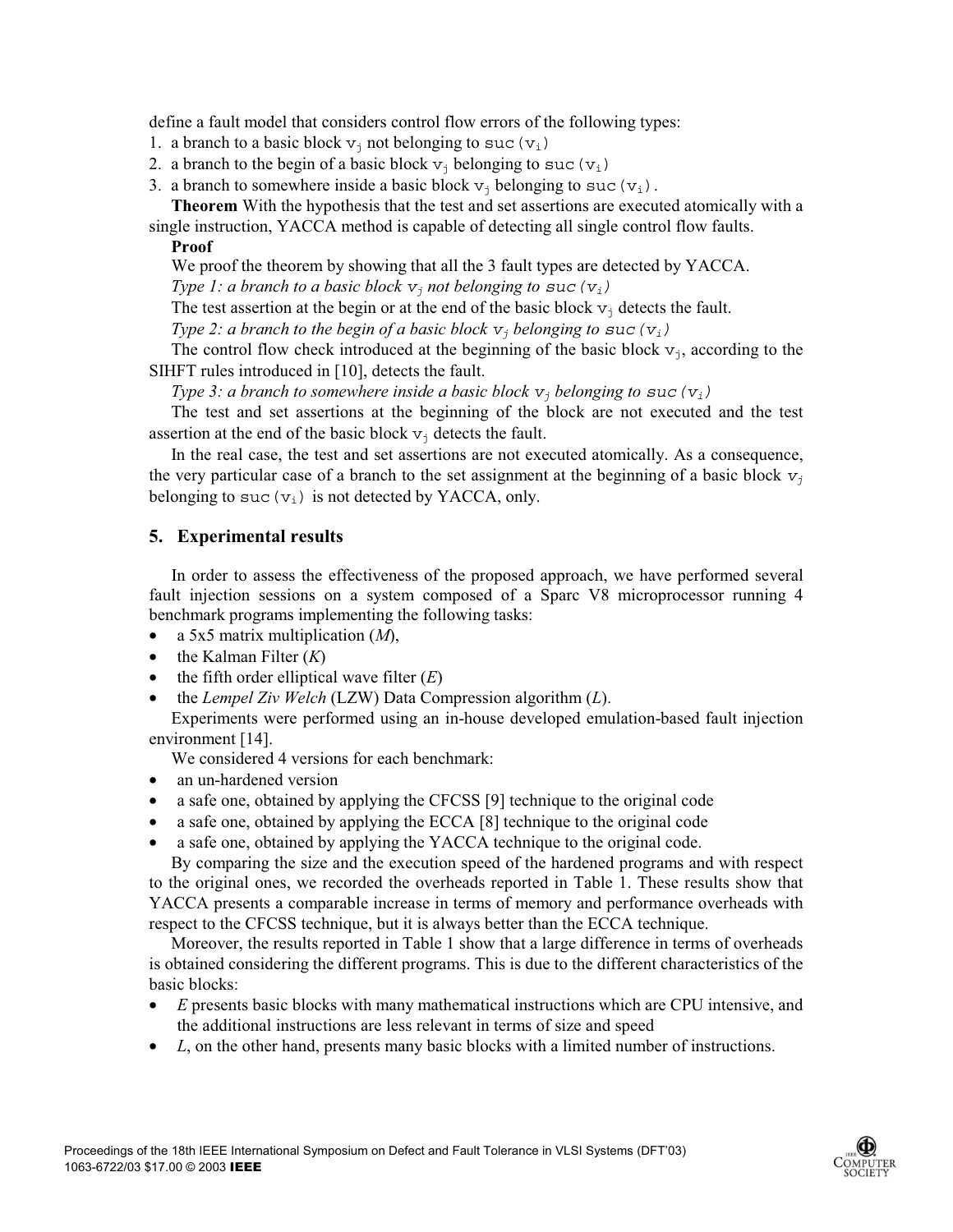define a fault model that considers control flow errors of the following types:

1. a branch to a basic block $v_j$ not belonging to $suc(v_i)$
2. a branch to the begin of a basic block $v_j$ belonging to $suc(v_i)$
3. a branch to somewhere inside a basic block $v_j$ belonging to $suc(v_i)$.

**Theorem** With the hypothesis that the test and set assertions are executed atomically with a single instruction, YACCA method is capable of detecting all single control flow faults.

**Proof**

We proof the theorem by showing that all the 3 fault types are detected by YACCA.

*Type 1: a branch to a basic block $v_j$ not belonging to $suc(v_i)$*

The test assertion at the begin or at the end of the basic block $v_j$ detects the fault.

*Type 2: a branch to the begin of a basic block $v_j$ belonging to $suc(v_i)$*

The control flow check introduced at the beginning of the basic block $v_j$, according to the SIHFT rules introduced in [10], detects the fault.

*Type 3: a branch to somewhere inside a basic block $v_j$ belonging to $suc(v_i)$*

The test and set assertions at the beginning of the block are not executed and the test assertion at the end of the basic block $v_j$ detects the fault.

In the real case, the test and set assertions are not executed atomically. As a consequence, the very particular case of a branch to the set assignment at the beginning of a basic block $v_j$ belonging to $suc(v_i)$ is not detected by YACCA, only.

## 5. Experimental results

In order to assess the effectiveness of the proposed approach, we have performed several fault injection sessions on a system composed of a Sparc V8 microprocessor running 4 benchmark programs implementing the following tasks:

- a 5x5 matrix multiplication (*M*),
- the Kalman Filter (*K*)
- the fifth order elliptical wave filter (*E*)
- the *Lempel Ziv Welch* (LZW) Data Compression algorithm (*L*).

Experiments were performed using an in-house developed emulation-based fault injection environment [14].

We considered 4 versions for each benchmark:

- an un-hardened version
- a safe one, obtained by applying the CFCSS [9] technique to the original code
- a safe one, obtained by applying the ECCA [8] technique to the original code
- a safe one, obtained by applying the YACCA technique to the original code.

By comparing the size and the execution speed of the hardened programs and with respect to the original ones, we recorded the overheads reported in Table 1. These results show that YACCA presents a comparable increase in terms of memory and performance overheads with respect to the CFCSS technique, but it is always better than the ECCA technique.

Moreover, the results reported in Table 1 show that a large difference in terms of overheads is obtained considering the different programs. This is due to the different characteristics of the basic blocks:

- *E* presents basic blocks with many mathematical instructions which are CPU intensive, and the additional instructions are less relevant in terms of size and speed
- *L*, on the other hand, presents many basic blocks with a limited number of instructions.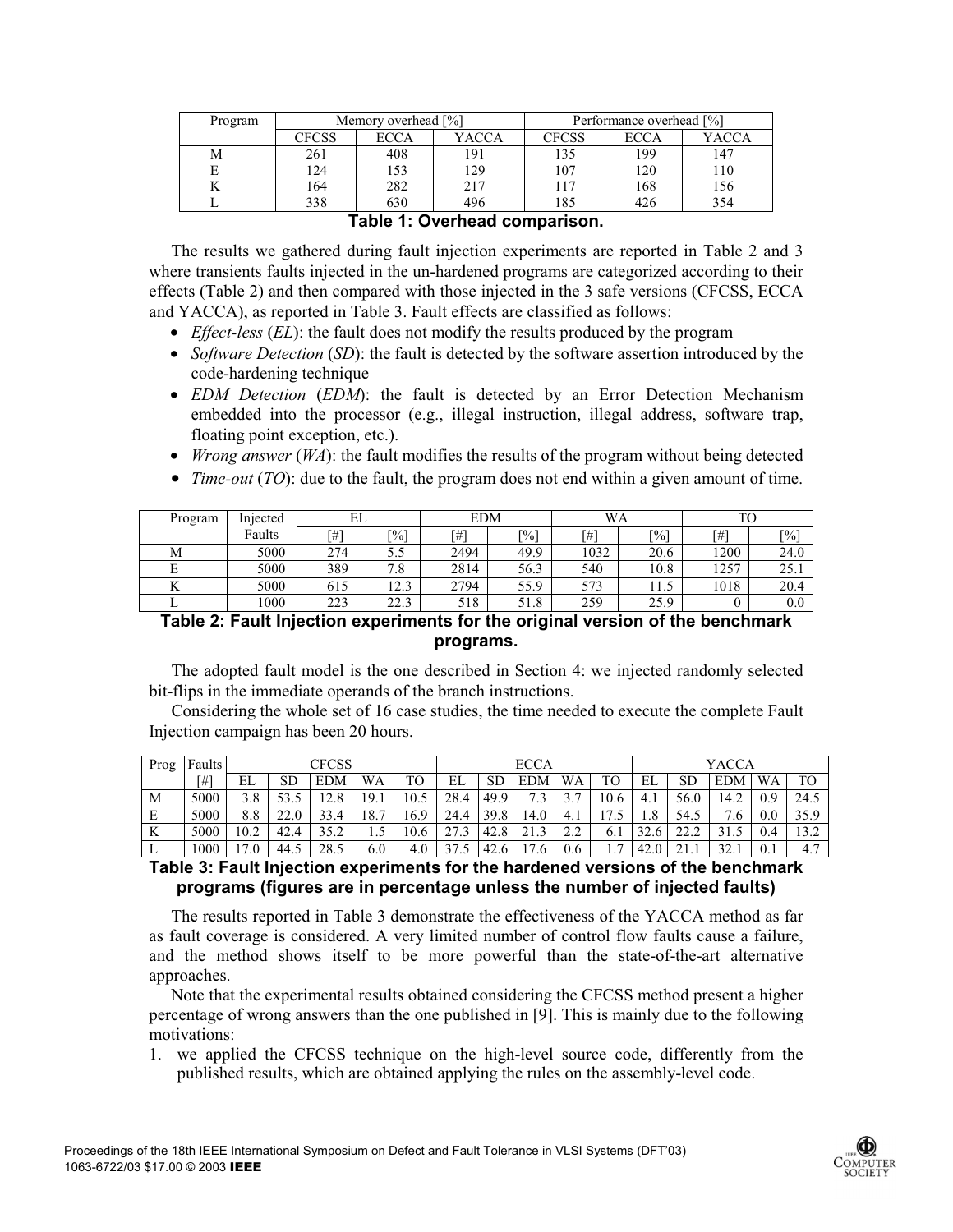| Program | Memory overhead [%] | | | Performance overhead [%] | | |
|---|---|---|---|---|---|---|
| | CFCSS | ECCA | YACCA | CFCSS | ECCA | YACCA |
| M | 261 | 408 | 191 | 135 | 199 | 147 |
| E | 124 | 153 | 129 | 107 | 120 | 110 |
| K | 164 | 282 | 217 | 117 | 168 | 156 |
| L | 338 | 630 | 496 | 185 | 426 | 354 |

**Table 1: Overhead comparison.**

The results we gathered during fault injection experiments are reported in Table 2 and 3 where transients faults injected in the un-hardened programs are categorized according to their effects (Table 2) and then compared with those injected in the 3 safe versions (CFCSS, ECCA and YACCA), as reported in Table 3. Fault effects are classified as follows:

- *Effect-less* (*EL*): the fault does not modify the results produced by the program
- *Software Detection* (*SD*): the fault is detected by the software assertion introduced by the code-hardening technique
- *EDM Detection* (*EDM*): the fault is detected by an Error Detection Mechanism embedded into the processor (e.g., illegal instruction, illegal address, software trap, floating point exception, etc.).
- *Wrong answer* (*WA*): the fault modifies the results of the program without being detected
- *Time-out* (*TO*): due to the fault, the program does not end within a given amount of time.

| Program | Injected Faults | EL | | EDM | | WA | | TO | |
|---|---|---|---|---|---|---|---|---|---|
| | | [#] | [%] | [#] | [%] | [#] | [%] | [#] | [%] |
| M | 5000 | 274 | 5.5 | 2494 | 49.9 | 1032 | 20.6 | 1200 | 24.0 |
| E | 5000 | 389 | 7.8 | 2814 | 56.3 | 540 | 10.8 | 1257 | 25.1 |
| K | 5000 | 615 | 12.3 | 2794 | 55.9 | 573 | 11.5 | 1018 | 20.4 |
| L | 1000 | 223 | 22.3 | 518 | 51.8 | 259 | 25.9 | 0 | 0.0 |

**Table 2: Fault Injection experiments for the original version of the benchmark programs.**

The adopted fault model is the one described in Section 4: we injected randomly selected bit-flips in the immediate operands of the branch instructions.

Considering the whole set of 16 case studies, the time needed to execute the complete Fault Injection campaign has been 20 hours.

| Prog | Faults | CFCSS | | | | | ECCA | | | | | YACCA | | | | |
|---|---|---|---|---|---|---|---|---|---|---|---|---|---|---|---|---|
| | [#] | EL | SD | EDM | WA | TO | EL | SD | EDM | WA | TO | EL | SD | EDM | WA | TO |
| M | 5000 | 3.8 | 53.5 | 12.8 | 19.1 | 10.5 | 28.4 | 49.9 | 7.3 | 3.7 | 10.6 | 4.1 | 56.0 | 14.2 | 0.9 | 24.5 |
| E | 5000 | 8.8 | 22.0 | 33.4 | 18.7 | 16.9 | 24.4 | 39.8 | 14.0 | 4.1 | 17.5 | 1.8 | 54.5 | 7.6 | 0.0 | 35.9 |
| K | 5000 | 10.2 | 42.4 | 35.2 | 1.5 | 10.6 | 27.3 | 42.8 | 21.3 | 2.2 | 6.1 | 32.6 | 22.2 | 31.5 | 0.4 | 13.2 |
| L | 1000 | 17.0 | 44.5 | 28.5 | 6.0 | 4.0 | 37.5 | 42.6 | 17.6 | 0.6 | 1.7 | 42.0 | 21.1 | 32.1 | 0.1 | 4.7 |

**Table 3: Fault Injection experiments for the hardened versions of the benchmark programs (figures are in percentage unless the number of injected faults)**

The results reported in Table 3 demonstrate the effectiveness of the YACCA method as far as fault coverage is considered. A very limited number of control flow faults cause a failure, and the method shows itself to be more powerful than the state-of-the-art alternative approaches.

Note that the experimental results obtained considering the CFCSS method present a higher percentage of wrong answers than the one published in [9]. This is mainly due to the following motivations:

1. we applied the CFCSS technique on the high-level source code, differently from the published results, which are obtained applying the rules on the assembly-level code.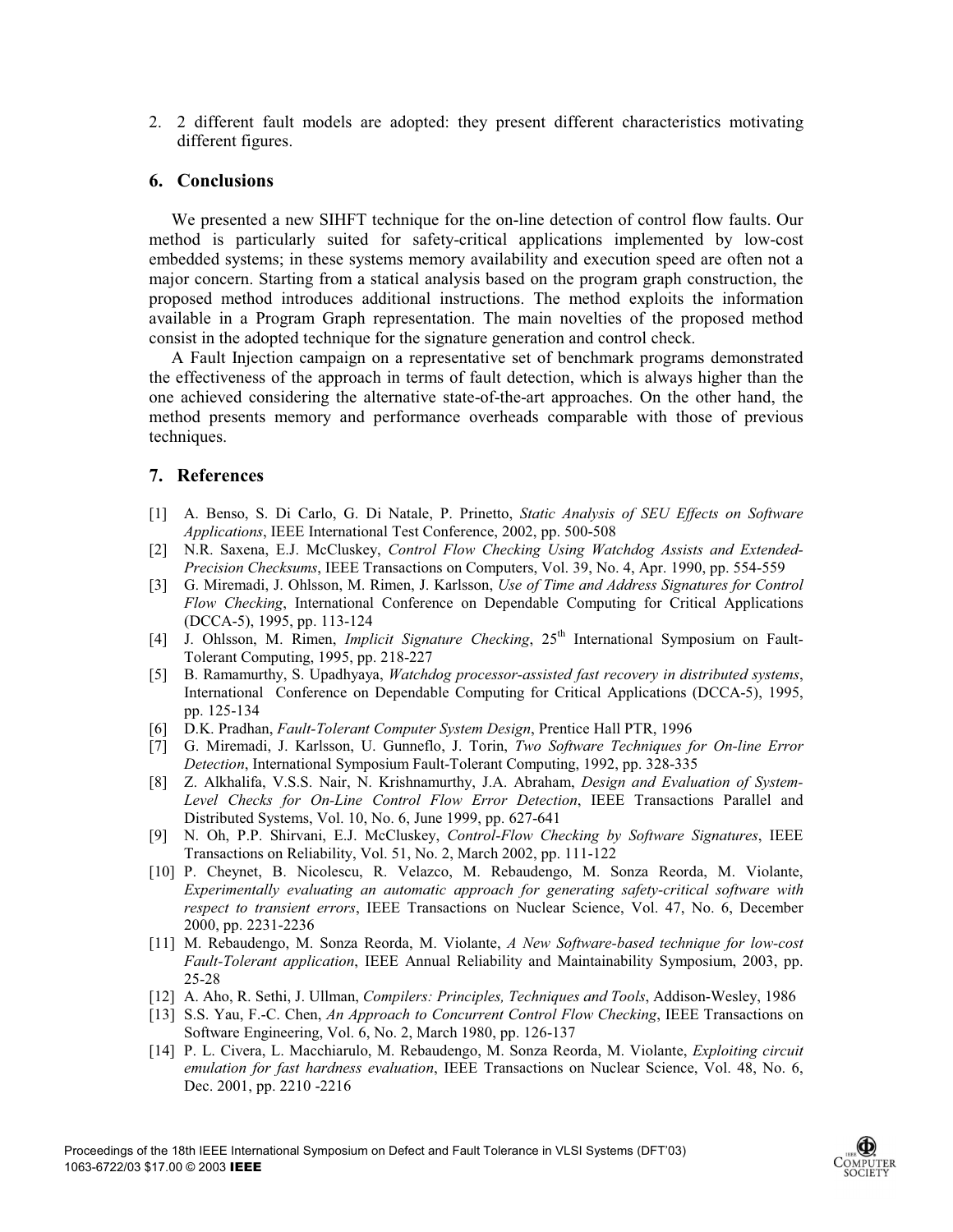2. 2 different fault models are adopted: they present different characteristics motivating different figures.

## 6. Conclusions

We presented a new SIHFT technique for the on-line detection of control flow faults. Our method is particularly suited for safety-critical applications implemented by low-cost embedded systems; in these systems memory availability and execution speed are often not a major concern. Starting from a statical analysis based on the program graph construction, the proposed method introduces additional instructions. The method exploits the information available in a Program Graph representation. The main novelties of the proposed method consist in the adopted technique for the signature generation and control check.

A Fault Injection campaign on a representative set of benchmark programs demonstrated the effectiveness of the approach in terms of fault detection, which is always higher than the one achieved considering the alternative state-of-the-art approaches. On the other hand, the method presents memory and performance overheads comparable with those of previous techniques.

## 7. References

[1] A. Benso, S. Di Carlo, G. Di Natale, P. Prinetto, *Static Analysis of SEU Effects on Software Applications*, IEEE International Test Conference, 2002, pp. 500-508

[2] N.R. Saxena, E.J. McCluskey, *Control Flow Checking Using Watchdog Assists and Extended-Precision Checksums*, IEEE Transactions on Computers, Vol. 39, No. 4, Apr. 1990, pp. 554-559

[3] G. Miremadi, J. Ohlsson, M. Rimen, J. Karlsson, *Use of Time and Address Signatures for Control Flow Checking*, International Conference on Dependable Computing for Critical Applications (DCCA-5), 1995, pp. 113-124

[4] J. Ohlsson, M. Rimen, *Implicit Signature Checking*, 25th International Symposium on Fault-Tolerant Computing, 1995, pp. 218-227

[5] B. Ramamurthy, S. Upadhyaya, *Watchdog processor-assisted fast recovery in distributed systems*, International Conference on Dependable Computing for Critical Applications (DCCA-5), 1995, pp. 125-134

[6] D.K. Pradhan, *Fault-Tolerant Computer System Design*, Prentice Hall PTR, 1996

[7] G. Miremadi, J. Karlsson, U. Gunneflo, J. Torin, *Two Software Techniques for On-line Error Detection*, International Symposium Fault-Tolerant Computing, 1992, pp. 328-335

[8] Z. Alkhalifa, V.S.S. Nair, N. Krishnamurthy, J.A. Abraham, *Design and Evaluation of System-Level Checks for On-Line Control Flow Error Detection*, IEEE Transactions Parallel and Distributed Systems, Vol. 10, No. 6, June 1999, pp. 627-641

[9] N. Oh, P.P. Shirvani, E.J. McCluskey, *Control-Flow Checking by Software Signatures*, IEEE Transactions on Reliability, Vol. 51, No. 2, March 2002, pp. 111-122

[10] P. Cheynet, B. Nicolescu, R. Velazco, M. Rebaudengo, M. Sonza Reorda, M. Violante, *Experimentally evaluating an automatic approach for generating safety-critical software with respect to transient errors*, IEEE Transactions on Nuclear Science, Vol. 47, No. 6, December 2000, pp. 2231-2236

[11] M. Rebaudengo, M. Sonza Reorda, M. Violante, *A New Software-based technique for low-cost Fault-Tolerant application*, IEEE Annual Reliability and Maintainability Symposium, 2003, pp. 25-28

[12] A. Aho, R. Sethi, J. Ullman, *Compilers: Principles, Techniques and Tools*, Addison-Wesley, 1986

[13] S.S. Yau, F.-C. Chen, *An Approach to Concurrent Control Flow Checking*, IEEE Transactions on Software Engineering, Vol. 6, No. 2, March 1980, pp. 126-137

[14] P. L. Civera, L. Macchiarulo, M. Rebaudengo, M. Sonza Reorda, M. Violante, *Exploiting circuit emulation for fast hardness evaluation*, IEEE Transactions on Nuclear Science, Vol. 48, No. 6, Dec. 2001, pp. 2210 -2216